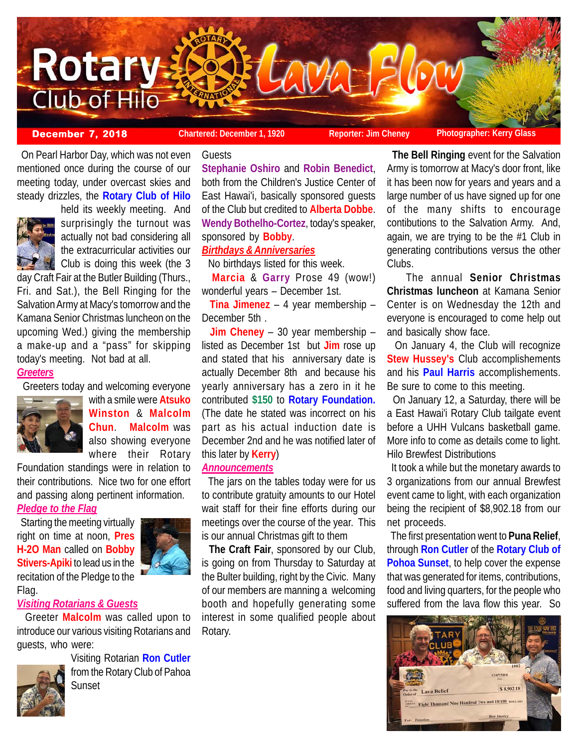# Rotary Club of Hilo Lava Flow

**December 7, 2018** | Chartered: December 1, 1920 | Reporter: Jim Cheney | Photographer: Kerry Glass

On Pearl Harbor Day, which was not even mentioned once during the course of our meeting today, under overcast skies and steady drizzles, the **Rotary Club of Hilo** held its weekly meeting. And surprisingly the turnout was actually not bad considering all the extracurricular activities our Club is doing this week (the 3 day Craft Fair at the Butler Building (Thurs., Fri. and Sat.), the Bell Ringing for the Salvation Army at Macy's tomorrow and the Kamana Senior Christmas luncheon on the upcoming Wed.) giving the membership a make-up and a "pass" for skipping today's meeting. Not bad at all.

## *Greeters*

Greeters today and welcoming everyone with a smile were **Atsuko Winston** & **Malcolm Chun**. **Malcolm** was also showing everyone where their Rotary Foundation standings were in relation to their contributions. Nice two for one effort and passing along pertinent information.

## *Pledge to the Flag*

Starting the meeting virtually right on time at noon, **Pres H-2O Man** called on **Bobby Stivers-Apiki** to lead us in the recitation of the Pledge to the Flag.

## *Visiting Rotarians & Guests*

Greeter **Malcolm** was called upon to introduce our various visiting Rotarians and guests, who were:

Visiting Rotarian **Ron Cutler** from the Rotary Club of Pahoa Sunset

Guests

**Stephanie Oshiro** and **Robin Benedict**, both from the Children's Justice Center of East Hawai'i, basically sponsored guests of the Club but credited to **Alberta Dobbe**.

**Wendy Bothelho-Cortez**, today's speaker, sponsored by **Bobby**.

## *Birthdays & Anniversaries*

No birthdays listed for this week.

**Marcia** & **Garry** Prose 49 (wow!) wonderful years – December 1st.

**Tina Jimenez** – 4 year membership – December 5th .

**Jim Cheney** – 30 year membership – listed as December 1st but **Jim** rose up and stated that his anniversary date is actually December 8th and because his yearly anniversary has a zero in it he contributed **$150** to **Rotary Foundation.** (The date he stated was incorrect on his part as his actual induction date is December 2nd and he was notified later of this later by **Kerry**)

## *Announcements*

The jars on the tables today were for us to contribute gratuity amounts to our Hotel wait staff for their fine efforts during our meetings over the course of the year. This is our annual Christmas gift to them

**The Craft Fair**, sponsored by our Club, is going on from Thursday to Saturday at the Bulter building, right by the Civic. Many of our members are manning a welcoming booth and hopefully generating some interest in some qualified people about Rotary.

**The Bell Ringing** event for the Salvation Army is tomorrow at Macy's door front, like it has been now for years and years and a large number of us have signed up for one of the many shifts to encourage contibutions to the Salvation Army. And, again, we are trying to be the #1 Club in generating contributions versus the other Clubs.

The annual **Senior Christmas Christmas luncheon** at Kamana Senior Center is on Wednesday the 12th and everyone is encouraged to come help out and basically show face.

On January 4, the Club will recognize **Stew Hussey's** Club accomplishements and his **Paul Harris** accomplishements. Be sure to come to this meeting.

On January 12, a Saturday, there will be a East Hawai'i Rotary Club tailgate event before a UHH Vulcans basketball game. More info to come as details come to light.

Hilo Brewfest Distributions

It took a while but the monetary awards to 3 organizations from our annual Brewfest event came to light, with each organization being the recipient of $8,902.18 from our net proceeds.

The first presentation went to **Puna Relief**, through **Ron Cutler** of the **Rotary Club of Pohoa Sunset**, to help cover the expense that was generated for items, contributions, food and living quarters, for the people who suffered from the lava flow this year. So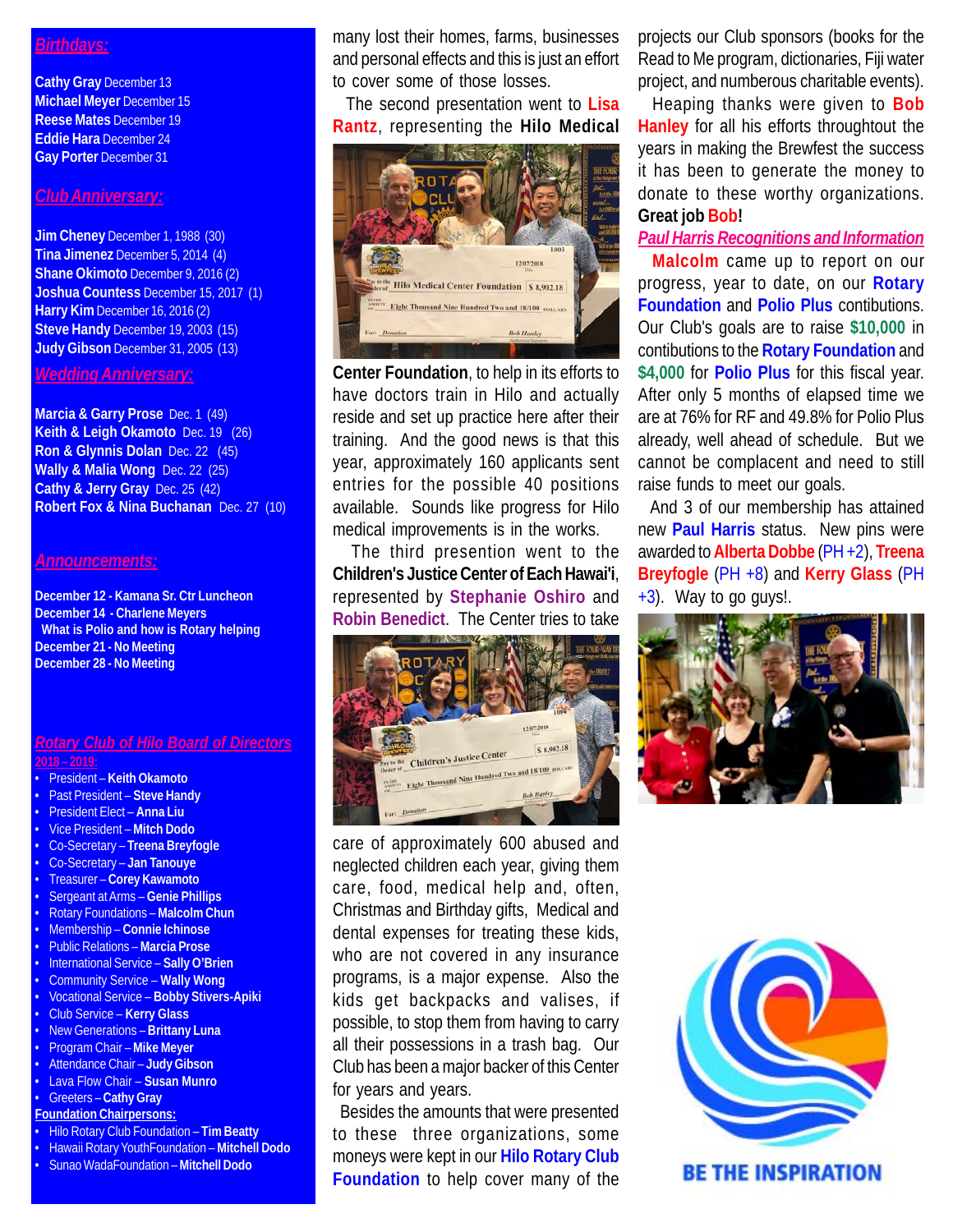## Birthdays:

**Cathy Gray** December 13
**Michael Meyer** December 15
**Reese Mates** December 19
**Eddie Hara** December 24
**Gay Porter** December 31

## Club Anniversary:

**Jim Cheney** December 1, 1988 (30)
**Tina Jimenez** December 5, 2014 (4)
**Shane Okimoto** December 9, 2016 (2)
**Joshua Countess** December 15, 2017 (1)
**Harry Kim** December 16, 2016 (2)
**Steve Handy** December 19, 2003 (15)
**Judy Gibson** December 31, 2005 (13)

## Wedding Anniversary:

**Marcia & Garry Prose** Dec. 1 (49)
**Keith & Leigh Okamoto** Dec. 19 (26)
**Ron & Glynnis Dolan** Dec. 22 (45)
**Wally & Malia Wong** Dec. 22 (25)
**Cathy & Jerry Gray** Dec. 25 (42)
**Robert Fox & Nina Buchanan** Dec. 27 (10)

## Announcements:

**December 12 - Kamana Sr. Ctr Luncheon**
**December 14 - Charlene Meyers**
**What is Polio and how is Rotary helping**
**December 21 - No Meeting**
**December 28 - No Meeting**

## Rotary Club of Hilo Board of Directors 2018 – 2019:

- President – **Keith Okamoto**
- Past President – **Steve Handy**
- President Elect – **Anna Liu**
- Vice President – **Mitch Dodo**
- Co-Secretary – **Treena Breyfogle**
- Co-Secretary – **Jan Tanouye**
- Treasurer – **Corey Kawamoto**
- Sergeant at Arms – **Genie Phillips**
- Rotary Foundations – **Malcolm Chun**
- Membership – **Connie Ichinose**
- Public Relations – **Marcia Prose**
- International Service – **Sally O'Brien**
- Community Service – **Wally Wong**
- Vocational Service – **Bobby Stivers-Apiki**
- Club Service – **Kerry Glass**
- New Generations – **Brittany Luna**
- Program Chair – **Mike Meyer**
- Attendance Chair – **Judy Gibson**
- Lava Flow Chair – **Susan Munro**
- Greeters – **Cathy Gray**

**Foundation Chairpersons:**

- Hilo Rotary Club Foundation – **Tim Beatty**
- Hawaii Rotary YouthFoundation – **Mitchell Dodo**
- Sunao WadaFoundation – **Mitchell Dodo**

many lost their homes, farms, businesses and personal effects and this is just an effort to cover some of those losses.

The second presentation went to **Lisa Rantz**, representing the **Hilo Medical Center Foundation**, to help in its efforts to have doctors train in Hilo and actually reside and set up practice here after their training. And the good news is that this year, approximately 160 applicants sent entries for the possible 40 positions available. Sounds like progress for Hilo medical improvements is in the works.

The third presention went to the **Children's Justice Center of Each Hawai'i**, represented by **Stephanie Oshiro** and **Robin Benedict**. The Center tries to take care of approximately 600 abused and neglected children each year, giving them care, food, medical help and, often, Christmas and Birthday gifts, Medical and dental expenses for treating these kids, who are not covered in any insurance programs, is a major expense. Also the kids get backpacks and valises, if possible, to stop them from having to carry all their possessions in a trash bag. Our Club has been a major backer of this Center for years and years.

Besides the amounts that were presented to these three organizations, some moneys were kept in our **Hilo Rotary Club Foundation** to help cover many of the projects our Club sponsors (books for the Read to Me program, dictionaries, Fiji water project, and numberous charitable events).

Heaping thanks were given to **Bob Hanley** for all his efforts throughtout the years in making the Brewfest the success it has been to generate the money to donate to these worthy organizations. **Great job Bob!**

## Paul Harris Recognitions and Information

**Malcolm** came up to report on our progress, year to date, on our **Rotary Foundation** and **Polio Plus** contibutions. Our Club's goals are to raise **$10,000** in contibutions to the **Rotary Foundation** and **$4,000** for **Polio Plus** for this fiscal year. After only 5 months of elapsed time we are at 76% for RF and 49.8% for Polio Plus already, well ahead of schedule. But we cannot be complacent and need to still raise funds to meet our goals.

And 3 of our membership has attained new **Paul Harris** status. New pins were awarded to **Alberta Dobbe** (PH +2), **Treena Breyfogle** (PH +8) and **Kerry Glass** (PH +3). Way to go guys!.

BE THE INSPIRATION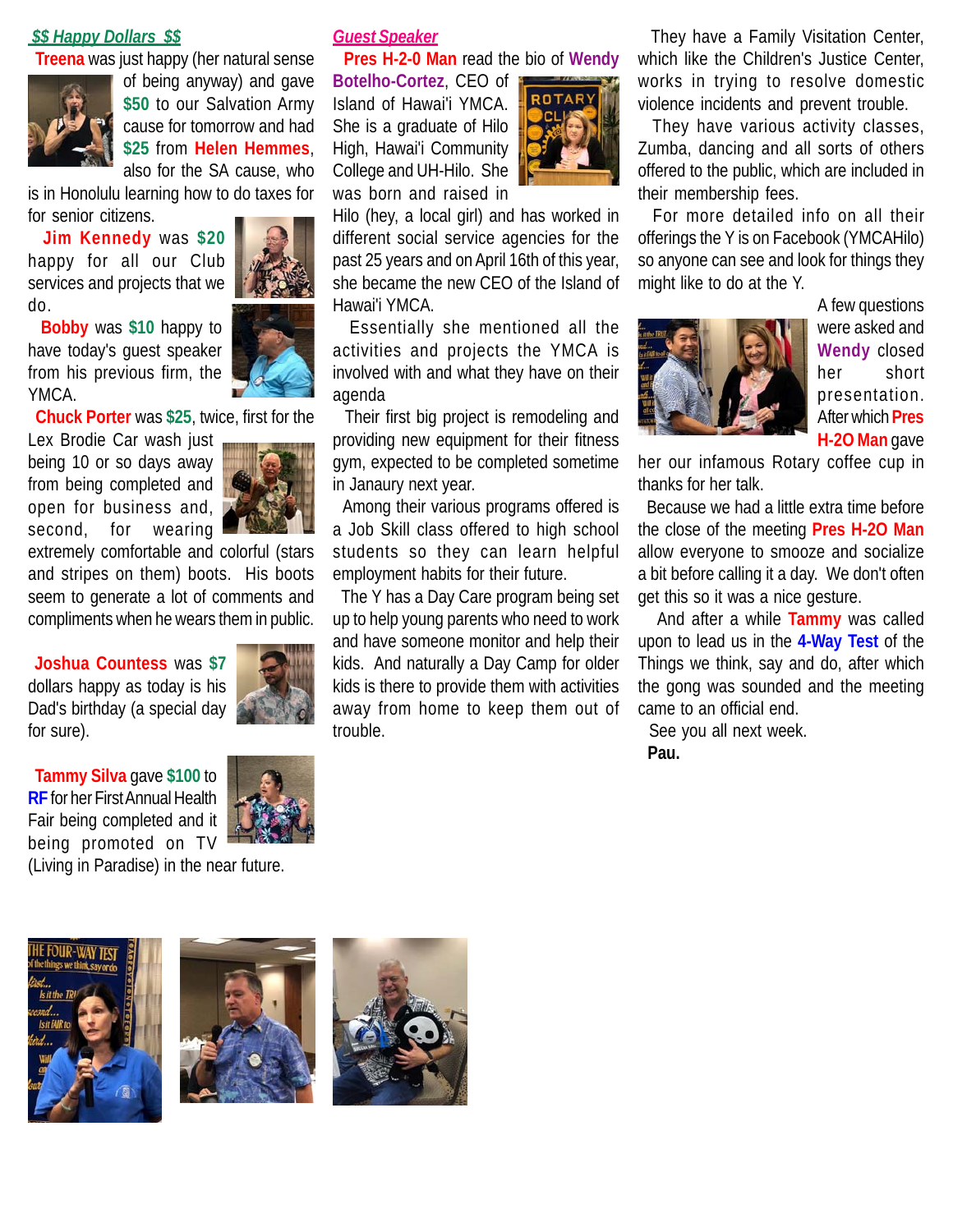## $$ Happy Dollars $$

**Treena** was just happy (her natural sense of being anyway) and gave **$50** to our Salvation Army cause for tomorrow and had **$25** from **Helen Hemmes**, also for the SA cause, who is in Honolulu learning how to do taxes for for senior citizens.

**Jim Kennedy** was **$20** happy for all our Club services and projects that we do.

**Bobby** was **$10** happy to have today's guest speaker from his previous firm, the YMCA.

**Chuck Porter** was **$25**, twice, first for the Lex Brodie Car wash just being 10 or so days away from being completed and open for business and, second, for wearing extremely comfortable and colorful (stars and stripes on them) boots. His boots seem to generate a lot of comments and compliments when he wears them in public.

**Joshua Countess** was **$7** dollars happy as today is his Dad's birthday (a special day for sure).

**Tammy Silva** gave **$100** to **RF** for her First Annual Health Fair being completed and it being promoted on TV (Living in Paradise) in the near future.

## Guest Speaker

**Pres H-2-0 Man** read the bio of **Wendy Botelho-Cortez**, CEO of Island of Hawai'i YMCA. She is a graduate of Hilo High, Hawai'i Community College and UH-Hilo. She was born and raised in Hilo (hey, a local girl) and has worked in different social service agencies for the past 25 years and on April 16th of this year, she became the new CEO of the Island of Hawai'i YMCA.

Essentially she mentioned all the activities and projects the YMCA is involved with and what they have on their agenda

Their first big project is remodeling and providing new equipment for their fitness gym, expected to be completed sometime in Janaury next year.

Among their various programs offered is a Job Skill class offered to high school students so they can learn helpful employment habits for their future.

The Y has a Day Care program being set up to help young parents who need to work and have someone monitor and help their kids. And naturally a Day Camp for older kids is there to provide them with activities away from home to keep them out of trouble.

They have a Family Visitation Center, which like the Children's Justice Center, works in trying to resolve domestic violence incidents and prevent trouble.

They have various activity classes, Zumba, dancing and all sorts of others offered to the public, which are included in their membership fees.

For more detailed info on all their offerings the Y is on Facebook (YMCAHilo) so anyone can see and look for things they might like to do at the Y.

A few questions were asked and **Wendy** closed her short presentation. After which **Pres H-2O Man** gave her our infamous Rotary coffee cup in thanks for her talk.

Because we had a little extra time before the close of the meeting **Pres H-2O Man** allow everyone to smooze and socialize a bit before calling it a day. We don't often get this so it was a nice gesture.

And after a while **Tammy** was called upon to lead us in the **4-Way Test** of the Things we think, say and do, after which the gong was sounded and the meeting came to an official end.

See you all next week.

**Pau.**